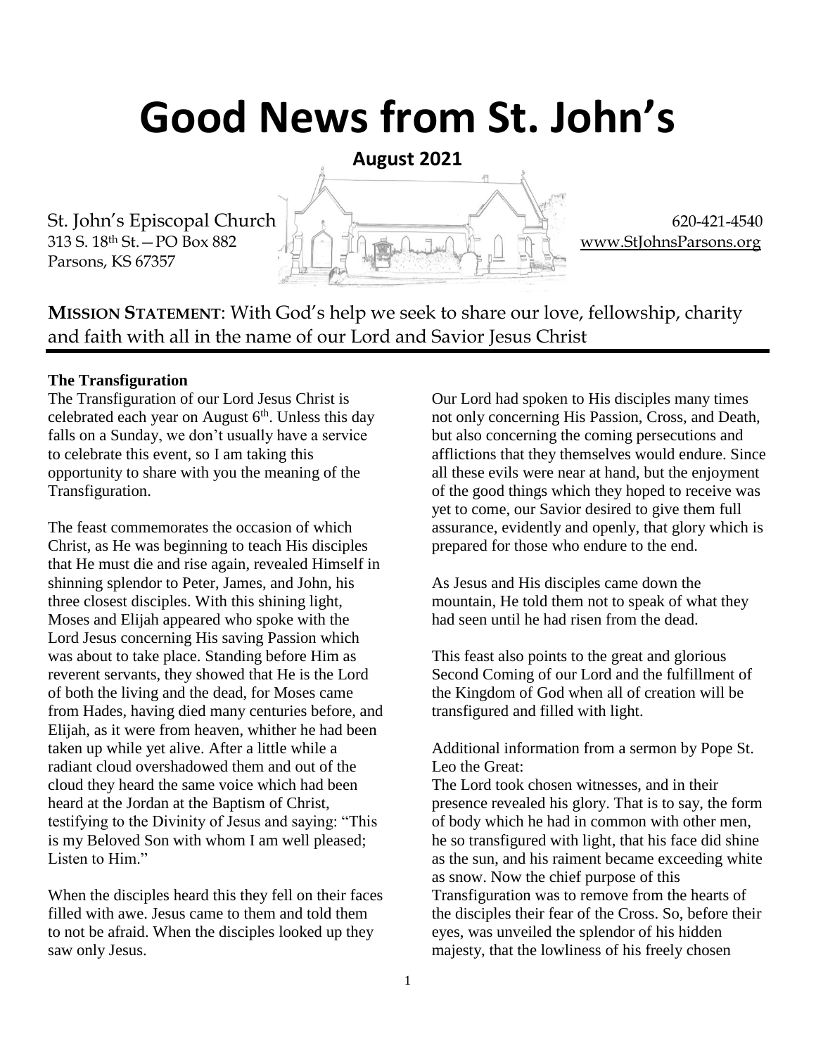# Good News from St. John's

**August 2021**

St. John's Episcopal Church
313 S. 18th St.—PO Box 882
Parsons, KS 67357

620-421-4540
www.StJohnsParsons.org

**MISSION STATEMENT**: With God's help we seek to share our love, fellowship, charity and faith with all in the name of our Lord and Savior Jesus Christ

---

**The Transfiguration**

The Transfiguration of our Lord Jesus Christ is celebrated each year on August 6th. Unless this day falls on a Sunday, we don't usually have a service to celebrate this event, so I am taking this opportunity to share with you the meaning of the Transfiguration.

The feast commemorates the occasion of which Christ, as He was beginning to teach His disciples that He must die and rise again, revealed Himself in shinning splendor to Peter, James, and John, his three closest disciples. With this shining light, Moses and Elijah appeared who spoke with the Lord Jesus concerning His saving Passion which was about to take place. Standing before Him as reverent servants, they showed that He is the Lord of both the living and the dead, for Moses came from Hades, having died many centuries before, and Elijah, as it were from heaven, whither he had been taken up while yet alive. After a little while a radiant cloud overshadowed them and out of the cloud they heard the same voice which had been heard at the Jordan at the Baptism of Christ, testifying to the Divinity of Jesus and saying: "This is my Beloved Son with whom I am well pleased; Listen to Him."

When the disciples heard this they fell on their faces filled with awe. Jesus came to them and told them to not be afraid. When the disciples looked up they saw only Jesus.

Our Lord had spoken to His disciples many times not only concerning His Passion, Cross, and Death, but also concerning the coming persecutions and afflictions that they themselves would endure. Since all these evils were near at hand, but the enjoyment of the good things which they hoped to receive was yet to come, our Savior desired to give them full assurance, evidently and openly, that glory which is prepared for those who endure to the end.

As Jesus and His disciples came down the mountain, He told them not to speak of what they had seen until he had risen from the dead.

This feast also points to the great and glorious Second Coming of our Lord and the fulfillment of the Kingdom of God when all of creation will be transfigured and filled with light.

Additional information from a sermon by Pope St. Leo the Great:
The Lord took chosen witnesses, and in their presence revealed his glory. That is to say, the form of body which he had in common with other men, he so transfigured with light, that his face did shine as the sun, and his raiment became exceeding white as snow. Now the chief purpose of this Transfiguration was to remove from the hearts of the disciples their fear of the Cross. So, before their eyes, was unveiled the splendor of his hidden majesty, that the lowliness of his freely chosen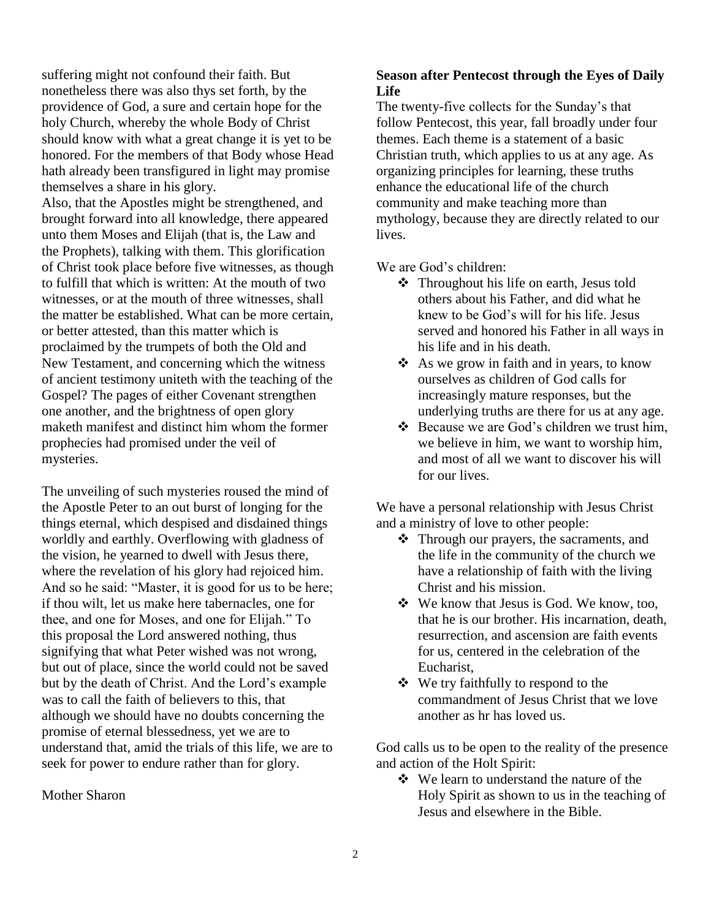suffering might not confound their faith. But nonetheless there was also thys set forth, by the providence of God, a sure and certain hope for the holy Church, whereby the whole Body of Christ should know with what a great change it is yet to be honored. For the members of that Body whose Head hath already been transfigured in light may promise themselves a share in his glory.

Also, that the Apostles might be strengthened, and brought forward into all knowledge, there appeared unto them Moses and Elijah (that is, the Law and the Prophets), talking with them. This glorification of Christ took place before five witnesses, as though to fulfill that which is written: At the mouth of two witnesses, or at the mouth of three witnesses, shall the matter be established. What can be more certain, or better attested, than this matter which is proclaimed by the trumpets of both the Old and New Testament, and concerning which the witness of ancient testimony uniteth with the teaching of the Gospel? The pages of either Covenant strengthen one another, and the brightness of open glory maketh manifest and distinct him whom the former prophecies had promised under the veil of mysteries.

The unveiling of such mysteries roused the mind of the Apostle Peter to an out burst of longing for the things eternal, which despised and disdained things worldly and earthly. Overflowing with gladness of the vision, he yearned to dwell with Jesus there, where the revelation of his glory had rejoiced him. And so he said: "Master, it is good for us to be here; if thou wilt, let us make here tabernacles, one for thee, and one for Moses, and one for Elijah." To this proposal the Lord answered nothing, thus signifying that what Peter wished was not wrong, but out of place, since the world could not be saved but by the death of Christ. And the Lord's example was to call the faith of believers to this, that although we should have no doubts concerning the promise of eternal blessedness, yet we are to understand that, amid the trials of this life, we are to seek for power to endure rather than for glory.

Mother Sharon

**Season after Pentecost through the Eyes of Daily Life**

The twenty-five collects for the Sunday's that follow Pentecost, this year, fall broadly under four themes. Each theme is a statement of a basic Christian truth, which applies to us at any age. As organizing principles for learning, these truths enhance the educational life of the church community and make teaching more than mythology, because they are directly related to our lives.

We are God's children:

- Throughout his life on earth, Jesus told others about his Father, and did what he knew to be God's will for his life. Jesus served and honored his Father in all ways in his life and in his death.
- As we grow in faith and in years, to know ourselves as children of God calls for increasingly mature responses, but the underlying truths are there for us at any age.
- Because we are God's children we trust him, we believe in him, we want to worship him, and most of all we want to discover his will for our lives.

We have a personal relationship with Jesus Christ and a ministry of love to other people:

- Through our prayers, the sacraments, and the life in the community of the church we have a relationship of faith with the living Christ and his mission.
- We know that Jesus is God. We know, too, that he is our brother. His incarnation, death, resurrection, and ascension are faith events for us, centered in the celebration of the Eucharist,
- We try faithfully to respond to the commandment of Jesus Christ that we love another as hr has loved us.

God calls us to be open to the reality of the presence and action of the Holt Spirit:

- We learn to understand the nature of the Holy Spirit as shown to us in the teaching of Jesus and elsewhere in the Bible.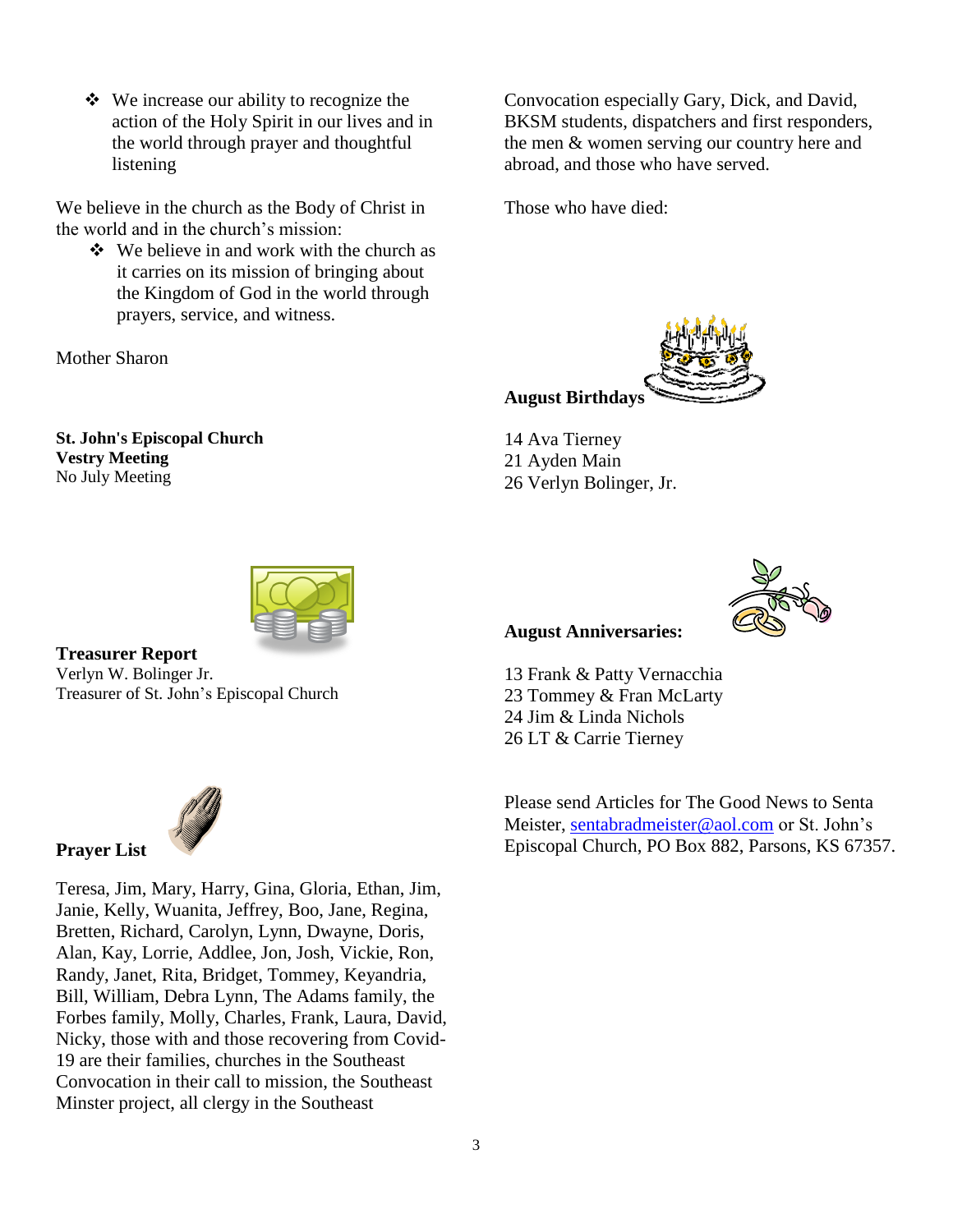- We increase our ability to recognize the action of the Holy Spirit in our lives and in the world through prayer and thoughtful listening

We believe in the church as the Body of Christ in the world and in the church's mission:

- We believe in and work with the church as it carries on its mission of bringing about the Kingdom of God in the world through prayers, service, and witness.

Mother Sharon

**St. John's Episcopal Church**
**Vestry Meeting**
No July Meeting

**Treasurer Report**
Verlyn W. Bolinger Jr.
Treasurer of St. John's Episcopal Church

**Prayer List**

Teresa, Jim, Mary, Harry, Gina, Gloria, Ethan, Jim, Janie, Kelly, Wuanita, Jeffrey, Boo, Jane, Regina, Bretten, Richard, Carolyn, Lynn, Dwayne, Doris, Alan, Kay, Lorrie, Addlee, Jon, Josh, Vickie, Ron, Randy, Janet, Rita, Bridget, Tommey, Keyandria, Bill, William, Debra Lynn, The Adams family, the Forbes family, Molly, Charles, Frank, Laura, David, Nicky, those with and those recovering from Covid-19 are their families, churches in the Southeast Convocation in their call to mission, the Southeast Minster project, all clergy in the Southeast Convocation especially Gary, Dick, and David, BKSM students, dispatchers and first responders, the men & women serving our country here and abroad, and those who have served.

Those who have died:

**August Birthdays**

14 Ava Tierney
21 Ayden Main
26 Verlyn Bolinger, Jr.

**August Anniversaries:**

13 Frank & Patty Vernacchia
23 Tommey & Fran McLarty
24 Jim & Linda Nichols
26 LT & Carrie Tierney

Please send Articles for The Good News to Senta Meister, sentabradmeister@aol.com or St. John's Episcopal Church, PO Box 882, Parsons, KS 67357.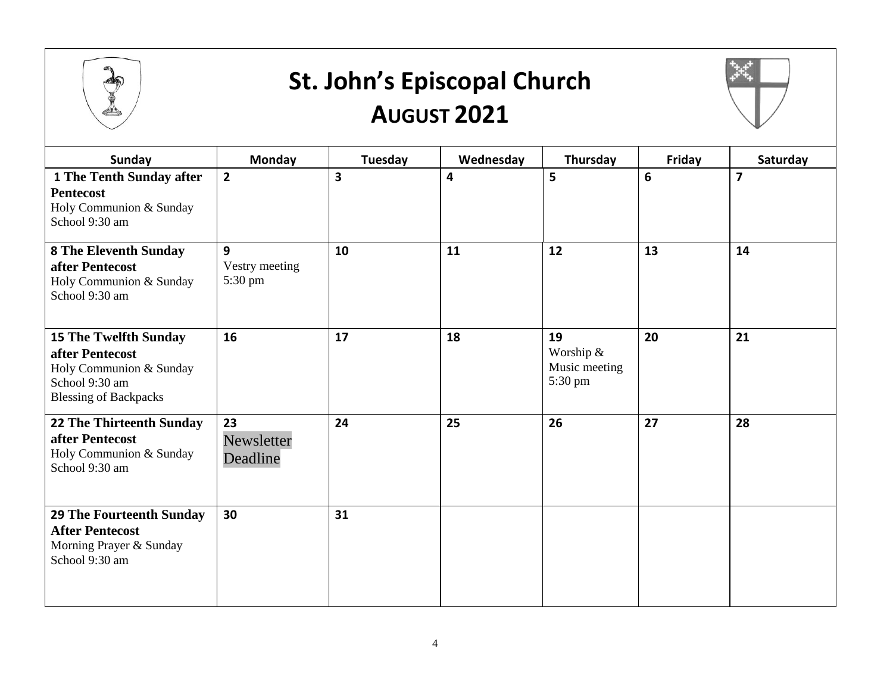# St. John's Episcopal Church

## AUGUST 2021

| Sunday | Monday | Tuesday | Wednesday | Thursday | Friday | Saturday |
|---|---|---|---|---|---|---|
| **1 The Tenth Sunday after Pentecost** Holy Communion & Sunday School 9:30 am | **2** | **3** | **4** | **5** | **6** | **7** |
| **8 The Eleventh Sunday after Pentecost** Holy Communion & Sunday School 9:30 am | **9** Vestry meeting 5:30 pm | **10** | **11** | **12** | **13** | **14** |
| **15 The Twelfth Sunday after Pentecost** Holy Communion & Sunday School 9:30 am Blessing of Backpacks | **16** | **17** | **18** | **19** Worship & Music meeting 5:30 pm | **20** | **21** |
| **22 The Thirteenth Sunday after Pentecost** Holy Communion & Sunday School 9:30 am | **23** Newsletter Deadline | **24** | **25** | **26** | **27** | **28** |
| **29 The Fourteenth Sunday After Pentecost** Morning Prayer & Sunday School 9:30 am | **30** | **31** | | | | |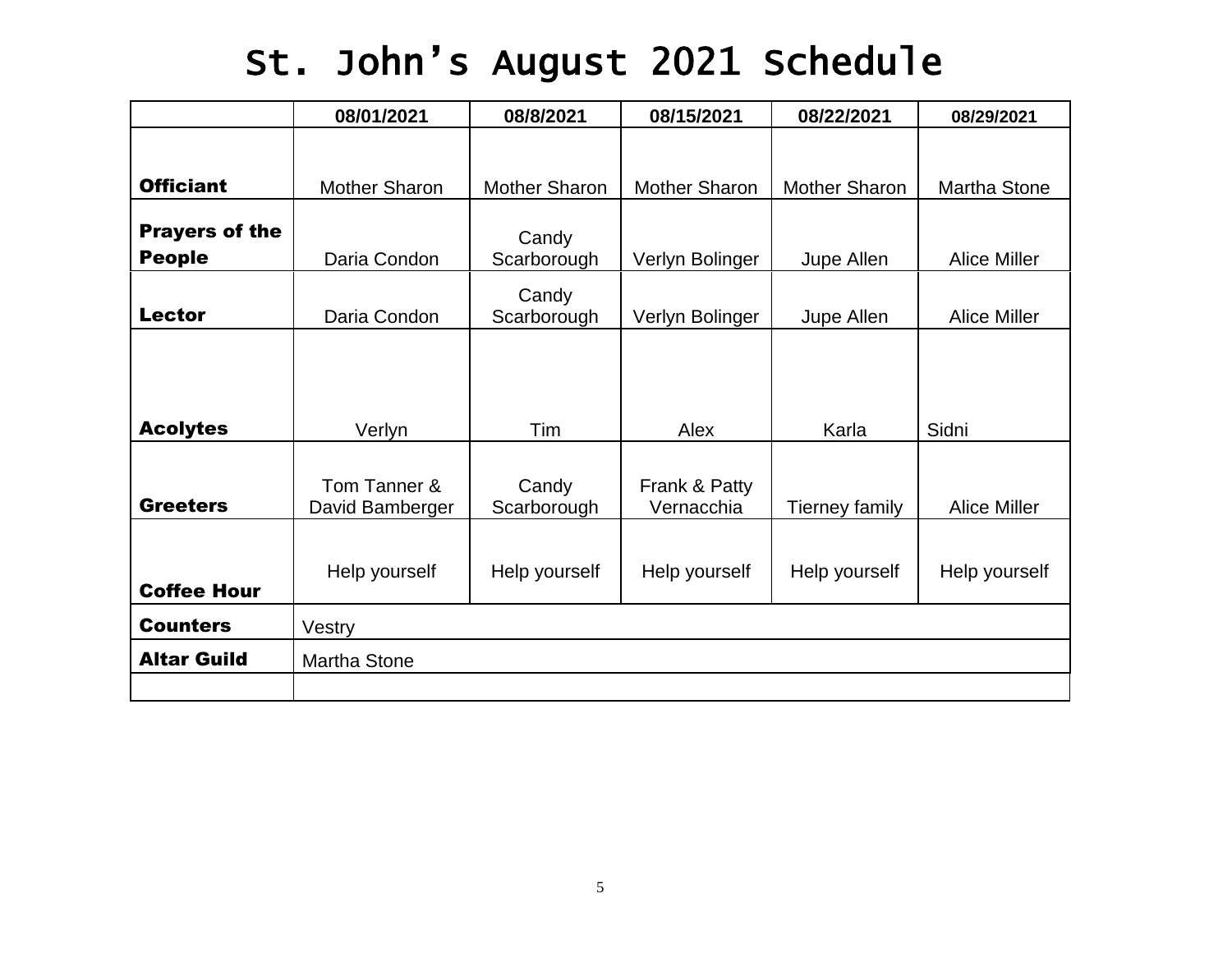# St. John's August 2021 Schedule

| | 08/01/2021 | 08/8/2021 | 08/15/2021 | 08/22/2021 | 08/29/2021 |
|---|---|---|---|---|---|
| **Officiant** | Mother Sharon | Mother Sharon | Mother Sharon | Mother Sharon | Martha Stone |
| **Prayers of the People** | Daria Condon | Candy Scarborough | Verlyn Bolinger | Jupe Allen | Alice Miller |
| **Lector** | Daria Condon | Candy Scarborough | Verlyn Bolinger | Jupe Allen | Alice Miller |
| **Acolytes** | Verlyn | Tim | Alex | Karla | Sidni |
| **Greeters** | Tom Tanner & David Bamberger | Candy Scarborough | Frank & Patty Vernacchia | Tierney family | Alice Miller |
| **Coffee Hour** | Help yourself | Help yourself | Help yourself | Help yourself | Help yourself |
| **Counters** | Vestry | | | | |
| **Altar Guild** | Martha Stone | | | | |
| | | | | | |